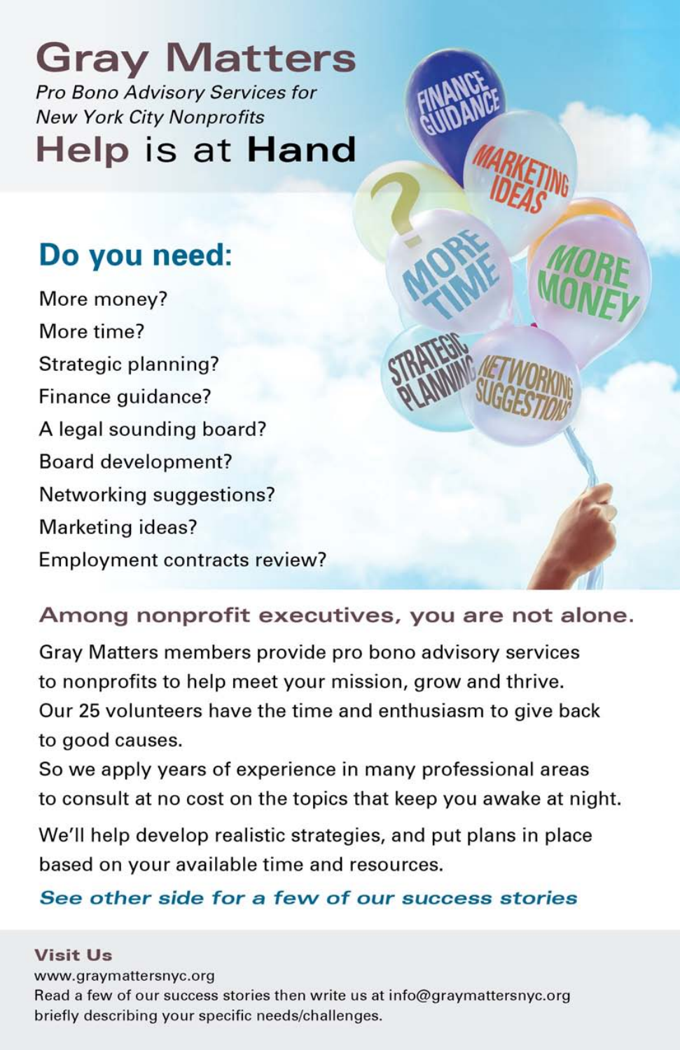# Gray Matters

*Pro Bono Advisory Services for New York City Nonprofits*

## Help is at Hand

## Do you need:

More money?
More time?
Strategic planning?
Finance guidance?
A legal sounding board?
Board development?
Networking suggestions?
Marketing ideas?
Employment contracts review?

### Among nonprofit executives, you are not alone.

Gray Matters members provide pro bono advisory services to nonprofits to help meet your mission, grow and thrive. Our 25 volunteers have the time and enthusiasm to give back to good causes.

So we apply years of experience in many professional areas to consult at no cost on the topics that keep you awake at night.

We'll help develop realistic strategies, and put plans in place based on your available time and resources.

***See other side for a few of our success stories***

**Visit Us**

www.graymattersnyc.org

Read a few of our success stories then write us at info@graymattersnyc.org briefly describing your specific needs/challenges.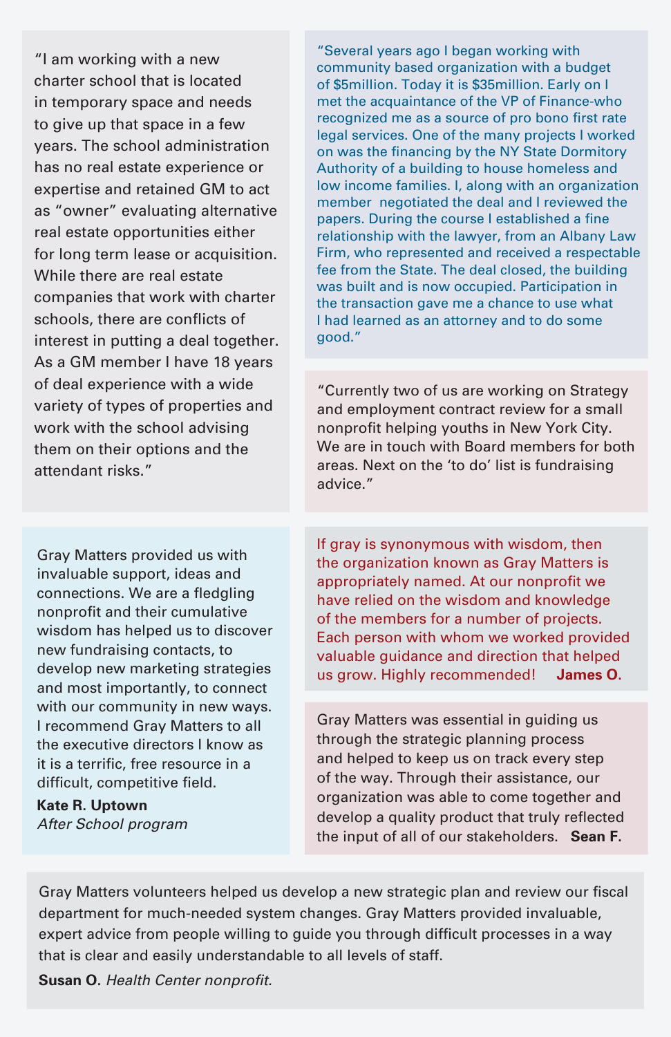"I am working with a new charter school that is located in temporary space and needs to give up that space in a few years. The school administration has no real estate experience or expertise and retained GM to act as "owner" evaluating alternative real estate opportunities either for long term lease or acquisition. While there are real estate companies that work with charter schools, there are conflicts of interest in putting a deal together. As a GM member I have 18 years of deal experience with a wide variety of types of properties and work with the school advising them on their options and the attendant risks."

"Several years ago I began working with community based organization with a budget of $5million. Today it is $35million. Early on I met the acquaintance of the VP of Finance-who recognized me as a source of pro bono first rate legal services. One of the many projects I worked on was the financing by the NY State Dormitory Authority of a building to house homeless and low income families. I, along with an organization member negotiated the deal and I reviewed the papers. During the course I established a fine relationship with the lawyer, from an Albany Law Firm, who represented and received a respectable fee from the State. The deal closed, the building was built and is now occupied. Participation in the transaction gave me a chance to use what I had learned as an attorney and to do some good."

"Currently two of us are working on Strategy and employment contract review for a small nonprofit helping youths in New York City. We are in touch with Board members for both areas. Next on the 'to do' list is fundraising advice."

Gray Matters provided us with invaluable support, ideas and connections. We are a fledgling nonprofit and their cumulative wisdom has helped us to discover new fundraising contacts, to develop new marketing strategies and most importantly, to connect with our community in new ways. I recommend Gray Matters to all the executive directors I know as it is a terrific, free resource in a difficult, competitive field.

**Kate R. Uptown**
*After School program*

If gray is synonymous with wisdom, then the organization known as Gray Matters is appropriately named. At our nonprofit we have relied on the wisdom and knowledge of the members for a number of projects. Each person with whom we worked provided valuable guidance and direction that helped us grow. Highly recommended! **James O.**

Gray Matters was essential in guiding us through the strategic planning process and helped to keep us on track every step of the way. Through their assistance, our organization was able to come together and develop a quality product that truly reflected the input of all of our stakeholders. **Sean F.**

Gray Matters volunteers helped us develop a new strategic plan and review our fiscal department for much-needed system changes. Gray Matters provided invaluable, expert advice from people willing to guide you through difficult processes in a way that is clear and easily understandable to all levels of staff.

**Susan O.** *Health Center nonprofit.*